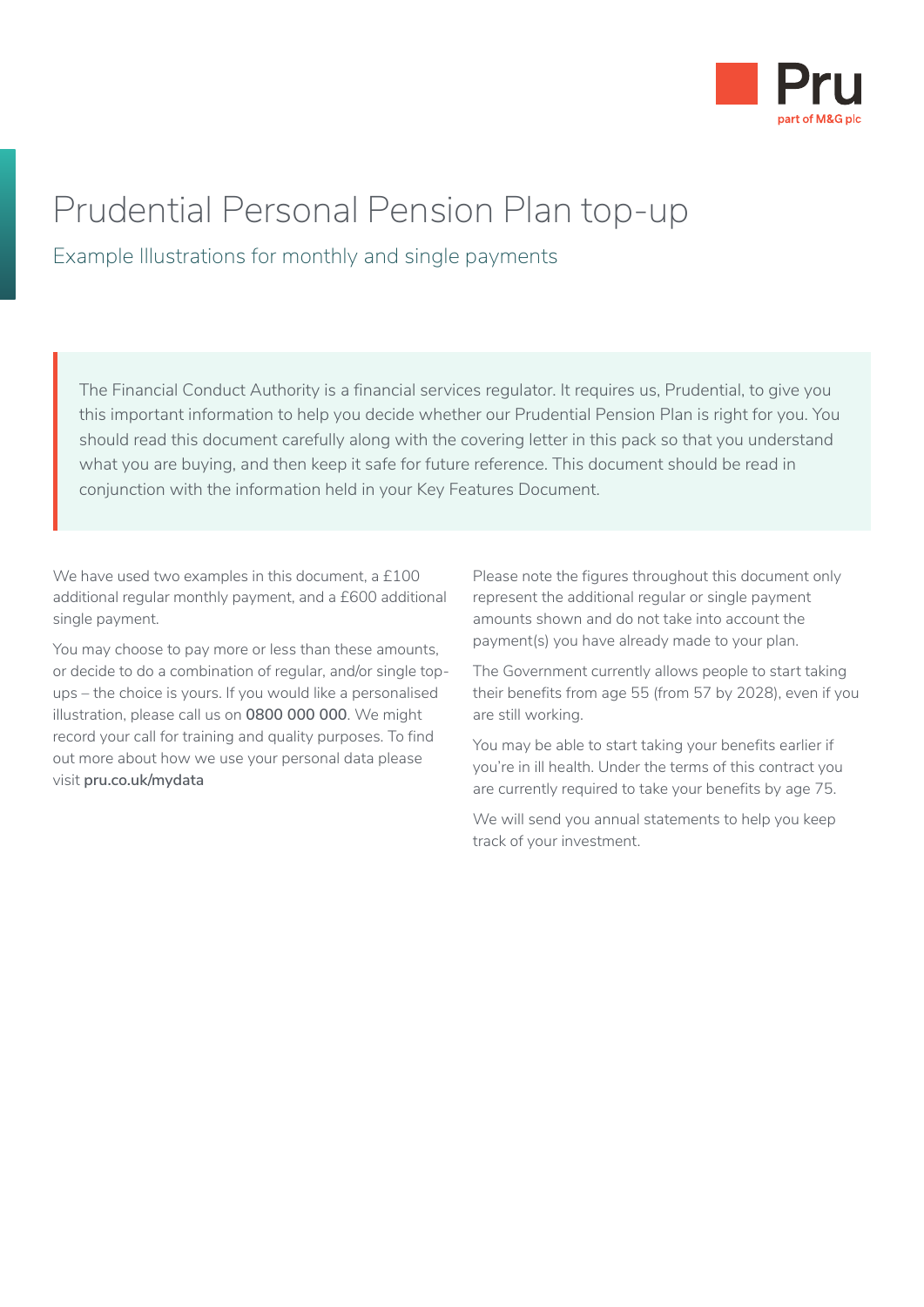# Prudential Personal Pension Plan top-up

## Example Illustrations for monthly and single payments

The Financial Conduct Authority is a financial services regulator. It requires us, Prudential, to give you this important information to help you decide whether our Prudential Pension Plan is right for you. You should read this document carefully along with the covering letter in this pack so that you understand what you are buying, and then keep it safe for future reference. This document should be read in conjunction with the information held in your Key Features Document.

We have used two examples in this document, a £100 additional regular monthly payment, and a £600 additional single payment.

You may choose to pay more or less than these amounts, or decide to do a combination of regular, and/or single top-ups – the choice is yours. If you would like a personalised illustration, please call us on **0800 000 000**. We might record your call for training and quality purposes. To find out more about how we use your personal data please visit **pru.co.uk/mydata**

Please note the figures throughout this document only represent the additional regular or single payment amounts shown and do not take into account the payment(s) you have already made to your plan.

The Government currently allows people to start taking their benefits from age 55 (from 57 by 2028), even if you are still working.

You may be able to start taking your benefits earlier if you're in ill health. Under the terms of this contract you are currently required to take your benefits by age 75.

We will send you annual statements to help you keep track of your investment.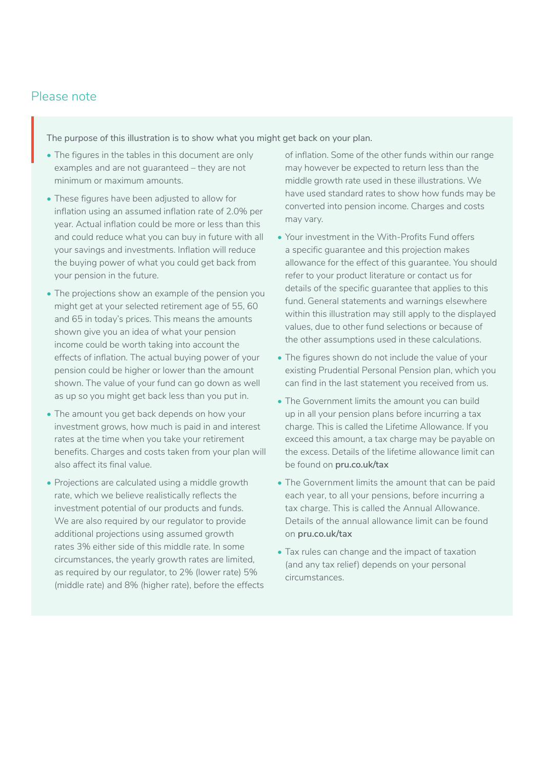## Please note

The purpose of this illustration is to show what you might get back on your plan.

- The figures in the tables in this document are only examples and are not guaranteed – they are not minimum or maximum amounts.
- These figures have been adjusted to allow for inflation using an assumed inflation rate of 2.0% per year. Actual inflation could be more or less than this and could reduce what you can buy in future with all your savings and investments. Inflation will reduce the buying power of what you could get back from your pension in the future.
- The projections show an example of the pension you might get at your selected retirement age of 55, 60 and 65 in today's prices. This means the amounts shown give you an idea of what your pension income could be worth taking into account the effects of inflation. The actual buying power of your pension could be higher or lower than the amount shown. The value of your fund can go down as well as up so you might get back less than you put in.
- The amount you get back depends on how your investment grows, how much is paid in and interest rates at the time when you take your retirement benefits. Charges and costs taken from your plan will also affect its final value.
- Projections are calculated using a middle growth rate, which we believe realistically reflects the investment potential of our products and funds. We are also required by our regulator to provide additional projections using assumed growth rates 3% either side of this middle rate. In some circumstances, the yearly growth rates are limited, as required by our regulator, to 2% (lower rate) 5% (middle rate) and 8% (higher rate), before the effects of inflation. Some of the other funds within our range may however be expected to return less than the middle growth rate used in these illustrations. We have used standard rates to show how funds may be converted into pension income. Charges and costs may vary.
- Your investment in the With-Profits Fund offers a specific guarantee and this projection makes allowance for the effect of this guarantee. You should refer to your product literature or contact us for details of the specific guarantee that applies to this fund. General statements and warnings elsewhere within this illustration may still apply to the displayed values, due to other fund selections or because of the other assumptions used in these calculations.
- The figures shown do not include the value of your existing Prudential Personal Pension plan, which you can find in the last statement you received from us.
- The Government limits the amount you can build up in all your pension plans before incurring a tax charge. This is called the Lifetime Allowance. If you exceed this amount, a tax charge may be payable on the excess. Details of the lifetime allowance limit can be found on **pru.co.uk/tax**
- The Government limits the amount that can be paid each year, to all your pensions, before incurring a tax charge. This is called the Annual Allowance. Details of the annual allowance limit can be found on **pru.co.uk/tax**
- Tax rules can change and the impact of taxation (and any tax relief) depends on your personal circumstances.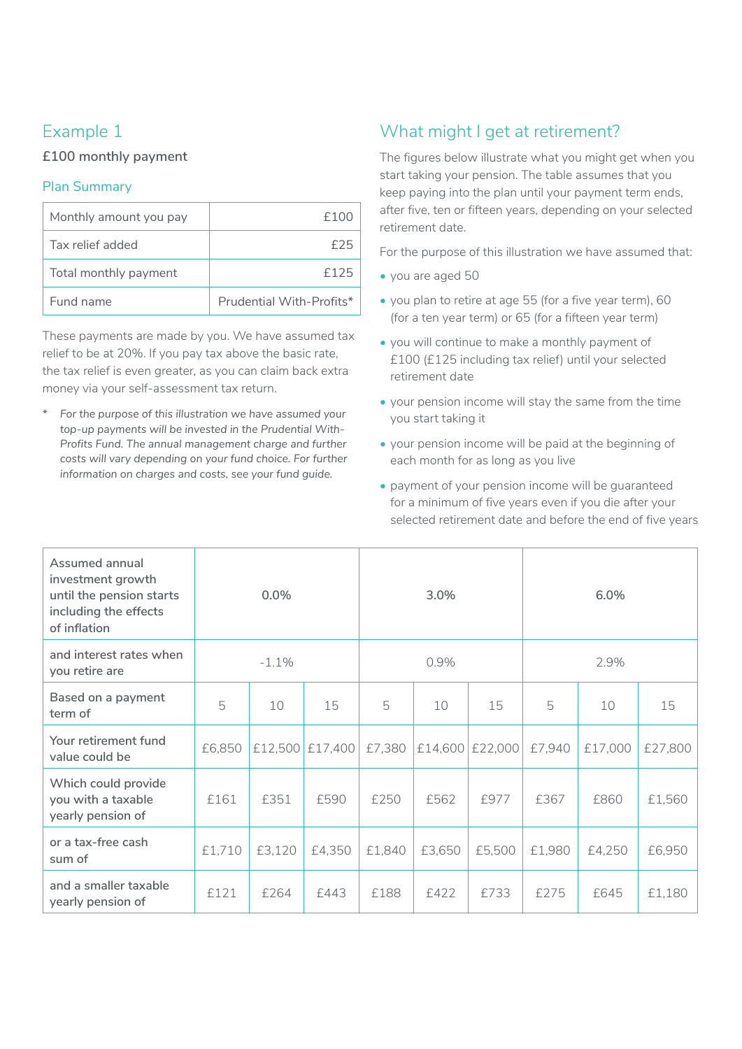## Example 1

**£100 monthly payment**

### Plan Summary

| Monthly amount you pay | £100 |
|---|---|
| Tax relief added | £25 |
| Total monthly payment | £125 |
| Fund name | Prudential With-Profits* |

These payments are made by you. We have assumed tax relief to be at 20%. If you pay tax above the basic rate, the tax relief is even greater, as you can claim back extra money via your self-assessment tax return.

\* *For the purpose of this illustration we have assumed your top-up payments will be invested in the Prudential With-Profits Fund. The annual management charge and further costs will vary depending on your fund choice. For further information on charges and costs, see your fund guide.*

## What might I get at retirement?

The figures below illustrate what you might get when you start taking your pension. The table assumes that you keep paying into the plan until your payment term ends, after five, ten or fifteen years, depending on your selected retirement date.

For the purpose of this illustration we have assumed that:

- you are aged 50
- you plan to retire at age 55 (for a five year term), 60 (for a ten year term) or 65 (for a fifteen year term)
- you will continue to make a monthly payment of £100 (£125 including tax relief) until your selected retirement date
- your pension income will stay the same from the time you start taking it
- your pension income will be paid at the beginning of each month for as long as you live
- payment of your pension income will be guaranteed for a minimum of five years even if you die after your selected retirement date and before the end of five years

| Assumed annual investment growth until the pension starts including the effects of inflation | 0.0% | | | 3.0% | | | 6.0% | | |
|---|---|---|---|---|---|---|---|---|---|
| and interest rates when you retire are | -1.1% | | | 0.9% | | | 2.9% | | |
| Based on a payment term of | 5 | 10 | 15 | 5 | 10 | 15 | 5 | 10 | 15 |
| Your retirement fund value could be | £6,850 | £12,500 | £17,400 | £7,380 | £14,600 | £22,000 | £7,940 | £17,000 | £27,800 |
| Which could provide you with a taxable yearly pension of | £161 | £351 | £590 | £250 | £562 | £977 | £367 | £860 | £1,560 |
| or a tax-free cash sum of | £1,710 | £3,120 | £4,350 | £1,840 | £3,650 | £5,500 | £1,980 | £4,250 | £6,950 |
| and a smaller taxable yearly pension of | £121 | £264 | £443 | £188 | £422 | £733 | £275 | £645 | £1,180 |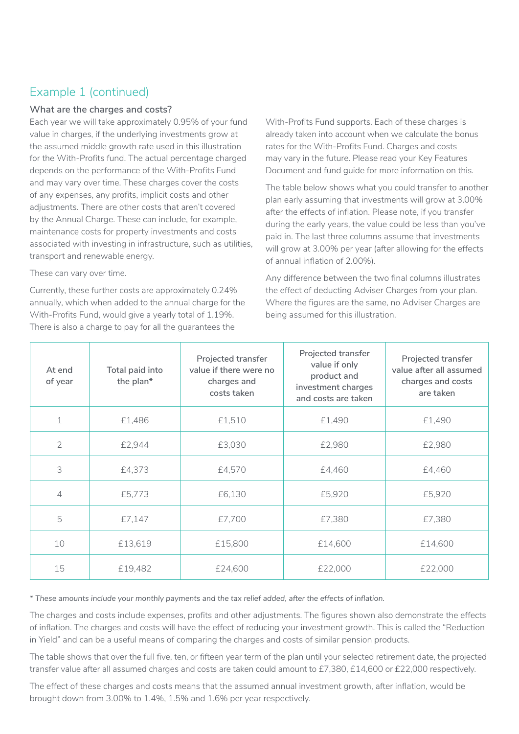## Example 1 (continued)

### What are the charges and costs?

Each year we will take approximately 0.95% of your fund value in charges, if the underlying investments grow at the assumed middle growth rate used in this illustration for the With-Profits fund. The actual percentage charged depends on the performance of the With-Profits Fund and may vary over time. These charges cover the costs of any expenses, any profits, implicit costs and other adjustments. There are other costs that aren't covered by the Annual Charge. These can include, for example, maintenance costs for property investments and costs associated with investing in infrastructure, such as utilities, transport and renewable energy.

These can vary over time.

Currently, these further costs are approximately 0.24% annually, which when added to the annual charge for the With-Profits Fund, would give a yearly total of 1.19%. There is also a charge to pay for all the guarantees the With-Profits Fund supports. Each of these charges is already taken into account when we calculate the bonus rates for the With-Profits Fund. Charges and costs may vary in the future. Please read your Key Features Document and fund guide for more information on this.

The table below shows what you could transfer to another plan early assuming that investments will grow at 3.00% after the effects of inflation. Please note, if you transfer during the early years, the value could be less than you've paid in. The last three columns assume that investments will grow at 3.00% per year (after allowing for the effects of annual inflation of 2.00%).

Any difference between the two final columns illustrates the effect of deducting Adviser Charges from your plan. Where the figures are the same, no Adviser Charges are being assumed for this illustration.

| At end of year | Total paid into the plan* | Projected transfer value if there were no charges and costs taken | Projected transfer value if only product and investment charges and costs are taken | Projected transfer value after all assumed charges and costs are taken |
|---|---|---|---|---|
| 1 | £1,486 | £1,510 | £1,490 | £1,490 |
| 2 | £2,944 | £3,030 | £2,980 | £2,980 |
| 3 | £4,373 | £4,570 | £4,460 | £4,460 |
| 4 | £5,773 | £6,130 | £5,920 | £5,920 |
| 5 | £7,147 | £7,700 | £7,380 | £7,380 |
| 10 | £13,619 | £15,800 | £14,600 | £14,600 |
| 15 | £19,482 | £24,600 | £22,000 | £22,000 |

*\* These amounts include your monthly payments and the tax relief added, after the effects of inflation.*

The charges and costs include expenses, profits and other adjustments. The figures shown also demonstrate the effects of inflation. The charges and costs will have the effect of reducing your investment growth. This is called the "Reduction in Yield" and can be a useful means of comparing the charges and costs of similar pension products.

The table shows that over the full five, ten, or fifteen year term of the plan until your selected retirement date, the projected transfer value after all assumed charges and costs are taken could amount to £7,380, £14,600 or £22,000 respectively.

The effect of these charges and costs means that the assumed annual investment growth, after inflation, would be brought down from 3.00% to 1.4%, 1.5% and 1.6% per year respectively.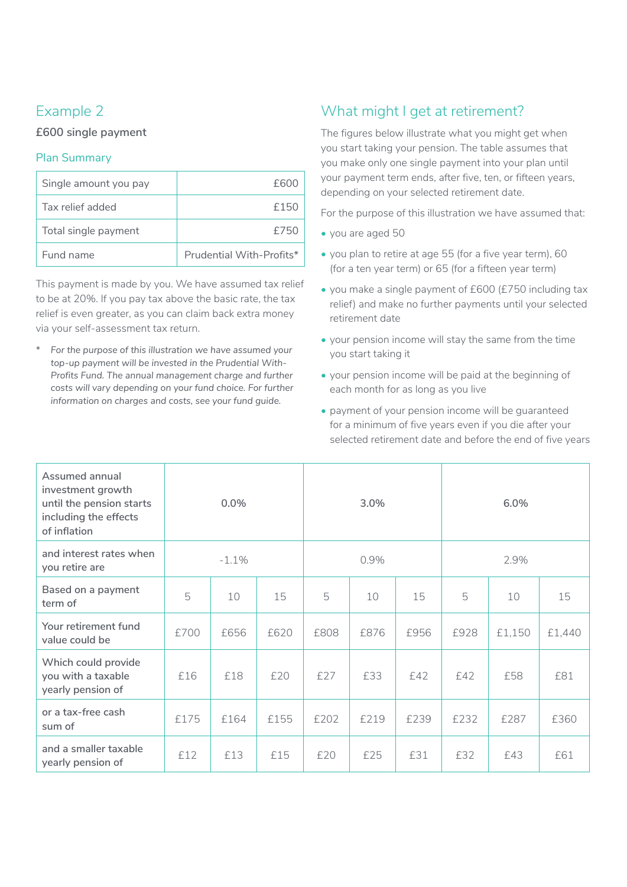## Example 2

**£600 single payment**

### Plan Summary

| Single amount you pay | £600 |
|---|---|
| Tax relief added | £150 |
| Total single payment | £750 |
| Fund name | Prudential With-Profits* |

This payment is made by you. We have assumed tax relief to be at 20%. If you pay tax above the basic rate, the tax relief is even greater, as you can claim back extra money via your self-assessment tax return.

\* *For the purpose of this illustration we have assumed your top-up payment will be invested in the Prudential With-Profits Fund. The annual management charge and further costs will vary depending on your fund choice. For further information on charges and costs, see your fund guide.*

## What might I get at retirement?

The figures below illustrate what you might get when you start taking your pension. The table assumes that you make only one single payment into your plan until your payment term ends, after five, ten, or fifteen years, depending on your selected retirement date.

For the purpose of this illustration we have assumed that:

- you are aged 50
- you plan to retire at age 55 (for a five year term), 60 (for a ten year term) or 65 (for a fifteen year term)
- you make a single payment of £600 (£750 including tax relief) and make no further payments until your selected retirement date
- your pension income will stay the same from the time you start taking it
- your pension income will be paid at the beginning of each month for as long as you live
- payment of your pension income will be guaranteed for a minimum of five years even if you die after your selected retirement date and before the end of five years

| Assumed annual investment growth until the pension starts including the effects of inflation | 0.0% | | | 3.0% | | | 6.0% | | |
|---|---|---|---|---|---|---|---|---|---|
| and interest rates when you retire are | -1.1% | | | 0.9% | | | 2.9% | | |
| Based on a payment term of | 5 | 10 | 15 | 5 | 10 | 15 | 5 | 10 | 15 |
| Your retirement fund value could be | £700 | £656 | £620 | £808 | £876 | £956 | £928 | £1,150 | £1,440 |
| Which could provide you with a taxable yearly pension of | £16 | £18 | £20 | £27 | £33 | £42 | £42 | £58 | £81 |
| or a tax-free cash sum of | £175 | £164 | £155 | £202 | £219 | £239 | £232 | £287 | £360 |
| and a smaller taxable yearly pension of | £12 | £13 | £15 | £20 | £25 | £31 | £32 | £43 | £61 |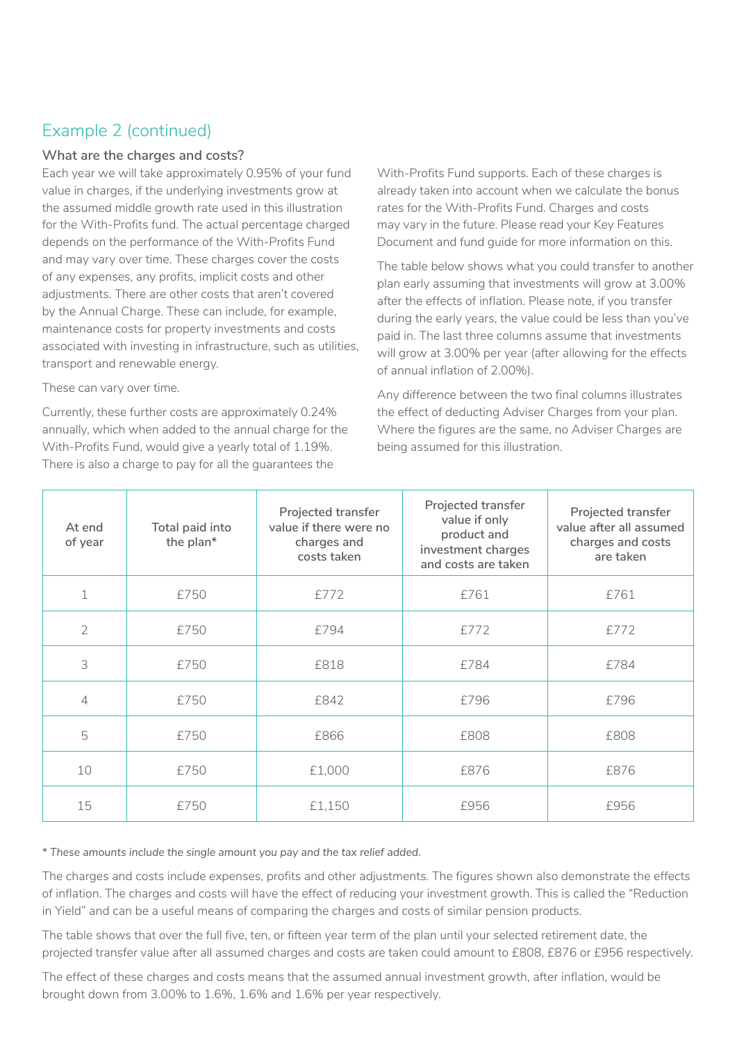## Example 2 (continued)

### What are the charges and costs?

Each year we will take approximately 0.95% of your fund value in charges, if the underlying investments grow at the assumed middle growth rate used in this illustration for the With-Profits fund. The actual percentage charged depends on the performance of the With-Profits Fund and may vary over time. These charges cover the costs of any expenses, any profits, implicit costs and other adjustments. There are other costs that aren't covered by the Annual Charge. These can include, for example, maintenance costs for property investments and costs associated with investing in infrastructure, such as utilities, transport and renewable energy.

These can vary over time.

Currently, these further costs are approximately 0.24% annually, which when added to the annual charge for the With-Profits Fund, would give a yearly total of 1.19%. There is also a charge to pay for all the guarantees the With-Profits Fund supports. Each of these charges is already taken into account when we calculate the bonus rates for the With-Profits Fund. Charges and costs may vary in the future. Please read your Key Features Document and fund guide for more information on this.

The table below shows what you could transfer to another plan early assuming that investments will grow at 3.00% after the effects of inflation. Please note, if you transfer during the early years, the value could be less than you've paid in. The last three columns assume that investments will grow at 3.00% per year (after allowing for the effects of annual inflation of 2.00%).

Any difference between the two final columns illustrates the effect of deducting Adviser Charges from your plan. Where the figures are the same, no Adviser Charges are being assumed for this illustration.

| At end of year | Total paid into the plan* | Projected transfer value if there were no charges and costs taken | Projected transfer value if only product and investment charges and costs are taken | Projected transfer value after all assumed charges and costs are taken |
|---|---|---|---|---|
| 1 | £750 | £772 | £761 | £761 |
| 2 | £750 | £794 | £772 | £772 |
| 3 | £750 | £818 | £784 | £784 |
| 4 | £750 | £842 | £796 | £796 |
| 5 | £750 | £866 | £808 | £808 |
| 10 | £750 | £1,000 | £876 | £876 |
| 15 | £750 | £1,150 | £956 | £956 |

*\* These amounts include the single amount you pay and the tax relief added.*

The charges and costs include expenses, profits and other adjustments. The figures shown also demonstrate the effects of inflation. The charges and costs will have the effect of reducing your investment growth. This is called the "Reduction in Yield" and can be a useful means of comparing the charges and costs of similar pension products.

The table shows that over the full five, ten, or fifteen year term of the plan until your selected retirement date, the projected transfer value after all assumed charges and costs are taken could amount to £808, £876 or £956 respectively.

The effect of these charges and costs means that the assumed annual investment growth, after inflation, would be brought down from 3.00% to 1.6%, 1.6% and 1.6% per year respectively.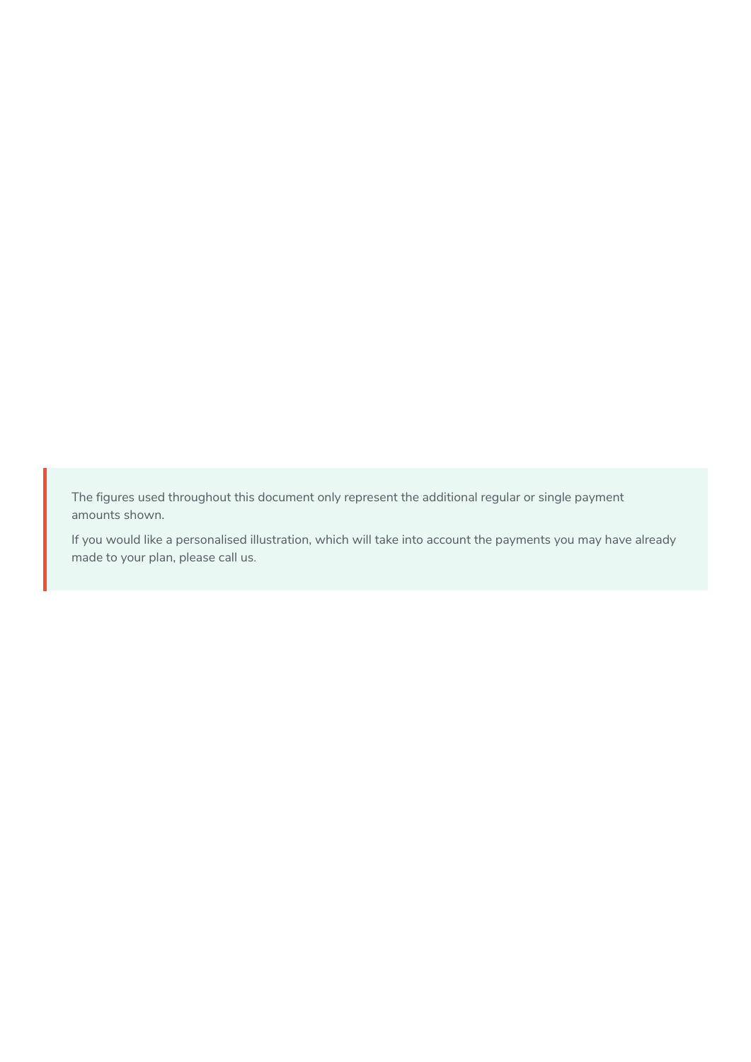The figures used throughout this document only represent the additional regular or single payment amounts shown.

If you would like a personalised illustration, which will take into account the payments you may have already made to your plan, please call us.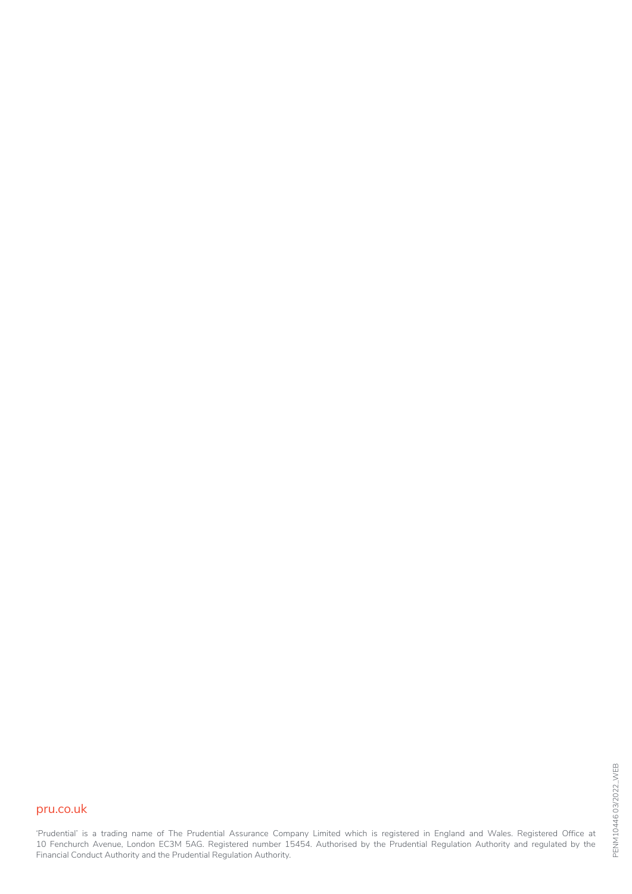pru.co.uk

'Prudential' is a trading name of The Prudential Assurance Company Limited which is registered in England and Wales. Registered Office at 10 Fenchurch Avenue, London EC3M 5AG. Registered number 15454. Authorised by the Prudential Regulation Authority and regulated by the Financial Conduct Authority and the Prudential Regulation Authority.

PENM10446 03/2022_WEB